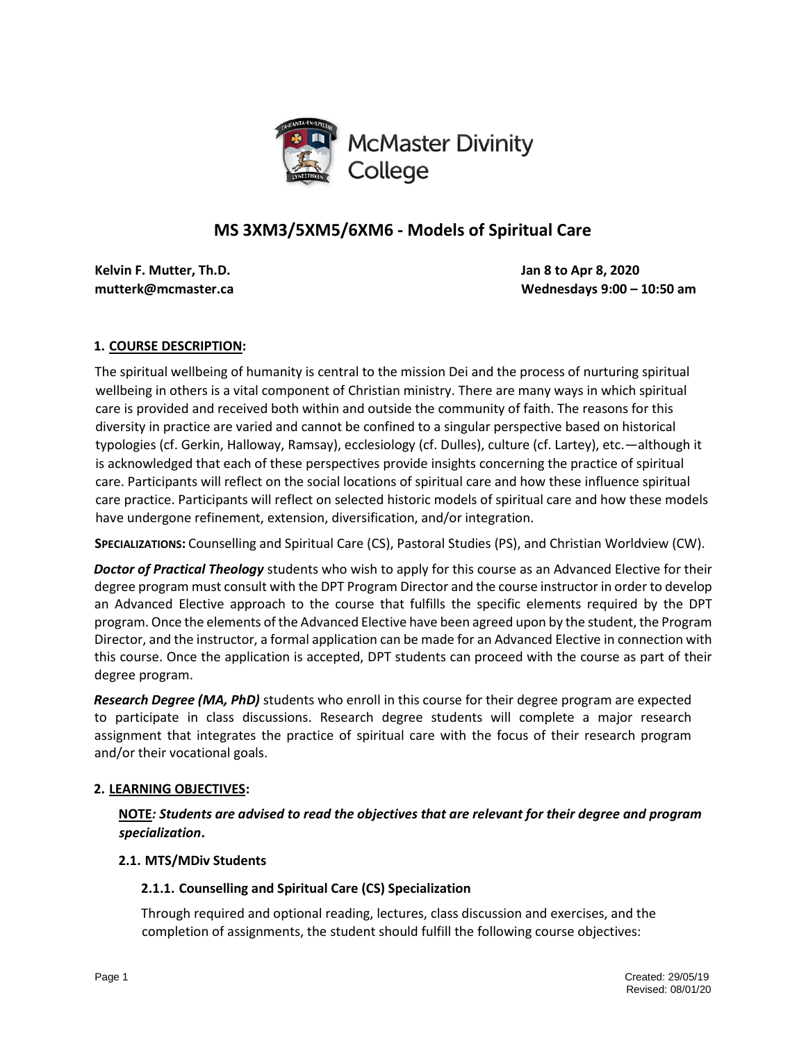McMaster Divinity College

# MS 3XM3/5XM5/6XM6 - Models of Spiritual Care

**Kelvin F. Mutter, Th.D.**
**mutterk@mcmaster.ca**

**Jan 8 to Apr 8, 2020**
**Wednesdays 9:00 – 10:50 am**

## 1. COURSE DESCRIPTION:

The spiritual wellbeing of humanity is central to the mission Dei and the process of nurturing spiritual wellbeing in others is a vital component of Christian ministry. There are many ways in which spiritual care is provided and received both within and outside the community of faith. The reasons for this diversity in practice are varied and cannot be confined to a singular perspective based on historical typologies (cf. Gerkin, Halloway, Ramsay), ecclesiology (cf. Dulles), culture (cf. Lartey), etc.—although it is acknowledged that each of these perspectives provide insights concerning the practice of spiritual care. Participants will reflect on the social locations of spiritual care and how these influence spiritual care practice. Participants will reflect on selected historic models of spiritual care and how these models have undergone refinement, extension, diversification, and/or integration.

**SPECIALIZATIONS:** Counselling and Spiritual Care (CS), Pastoral Studies (PS), and Christian Worldview (CW).

***Doctor of Practical Theology*** students who wish to apply for this course as an Advanced Elective for their degree program must consult with the DPT Program Director and the course instructor in order to develop an Advanced Elective approach to the course that fulfills the specific elements required by the DPT program. Once the elements of the Advanced Elective have been agreed upon by the student, the Program Director, and the instructor, a formal application can be made for an Advanced Elective in connection with this course. Once the application is accepted, DPT students can proceed with the course as part of their degree program.

***Research Degree (MA, PhD)*** students who enroll in this course for their degree program are expected to participate in class discussions. Research degree students will complete a major research assignment that integrates the practice of spiritual care with the focus of their research program and/or their vocational goals.

## 2. LEARNING OBJECTIVES:

**NOTE*: Students are advised to read the objectives that are relevant for their degree and program specialization*.**

### 2.1. MTS/MDiv Students

#### 2.1.1. Counselling and Spiritual Care (CS) Specialization

Through required and optional reading, lectures, class discussion and exercises, and the completion of assignments, the student should fulfill the following course objectives: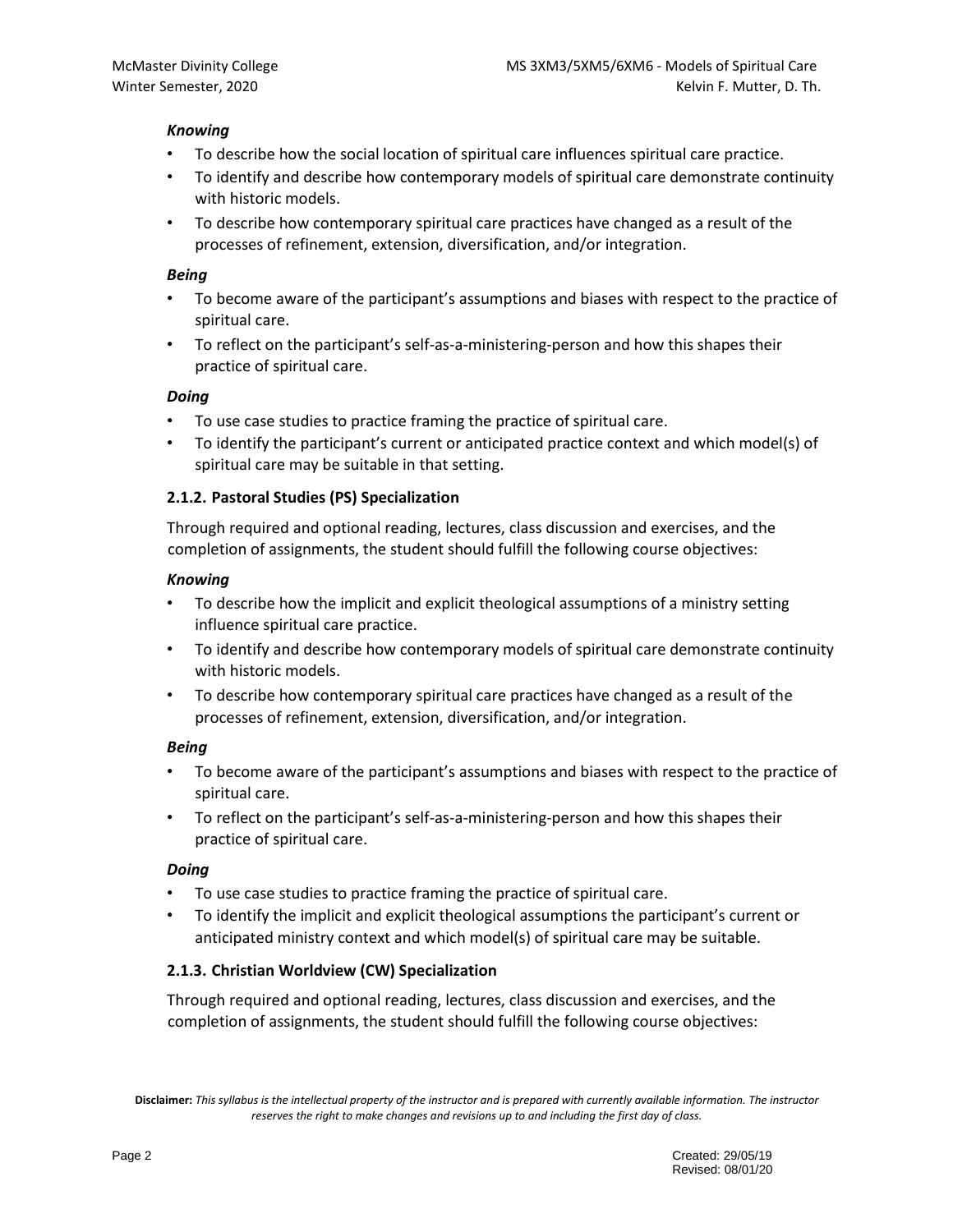***Knowing***

- To describe how the social location of spiritual care influences spiritual care practice.
- To identify and describe how contemporary models of spiritual care demonstrate continuity with historic models.
- To describe how contemporary spiritual care practices have changed as a result of the processes of refinement, extension, diversification, and/or integration.

***Being***

- To become aware of the participant's assumptions and biases with respect to the practice of spiritual care.
- To reflect on the participant's self-as-a-ministering-person and how this shapes their practice of spiritual care.

***Doing***

- To use case studies to practice framing the practice of spiritual care.
- To identify the participant's current or anticipated practice context and which model(s) of spiritual care may be suitable in that setting.

### 2.1.2. Pastoral Studies (PS) Specialization

Through required and optional reading, lectures, class discussion and exercises, and the completion of assignments, the student should fulfill the following course objectives:

***Knowing***

- To describe how the implicit and explicit theological assumptions of a ministry setting influence spiritual care practice.
- To identify and describe how contemporary models of spiritual care demonstrate continuity with historic models.
- To describe how contemporary spiritual care practices have changed as a result of the processes of refinement, extension, diversification, and/or integration.

***Being***

- To become aware of the participant's assumptions and biases with respect to the practice of spiritual care.
- To reflect on the participant's self-as-a-ministering-person and how this shapes their practice of spiritual care.

***Doing***

- To use case studies to practice framing the practice of spiritual care.
- To identify the implicit and explicit theological assumptions the participant's current or anticipated ministry context and which model(s) of spiritual care may be suitable.

### 2.1.3. Christian Worldview (CW) Specialization

Through required and optional reading, lectures, class discussion and exercises, and the completion of assignments, the student should fulfill the following course objectives: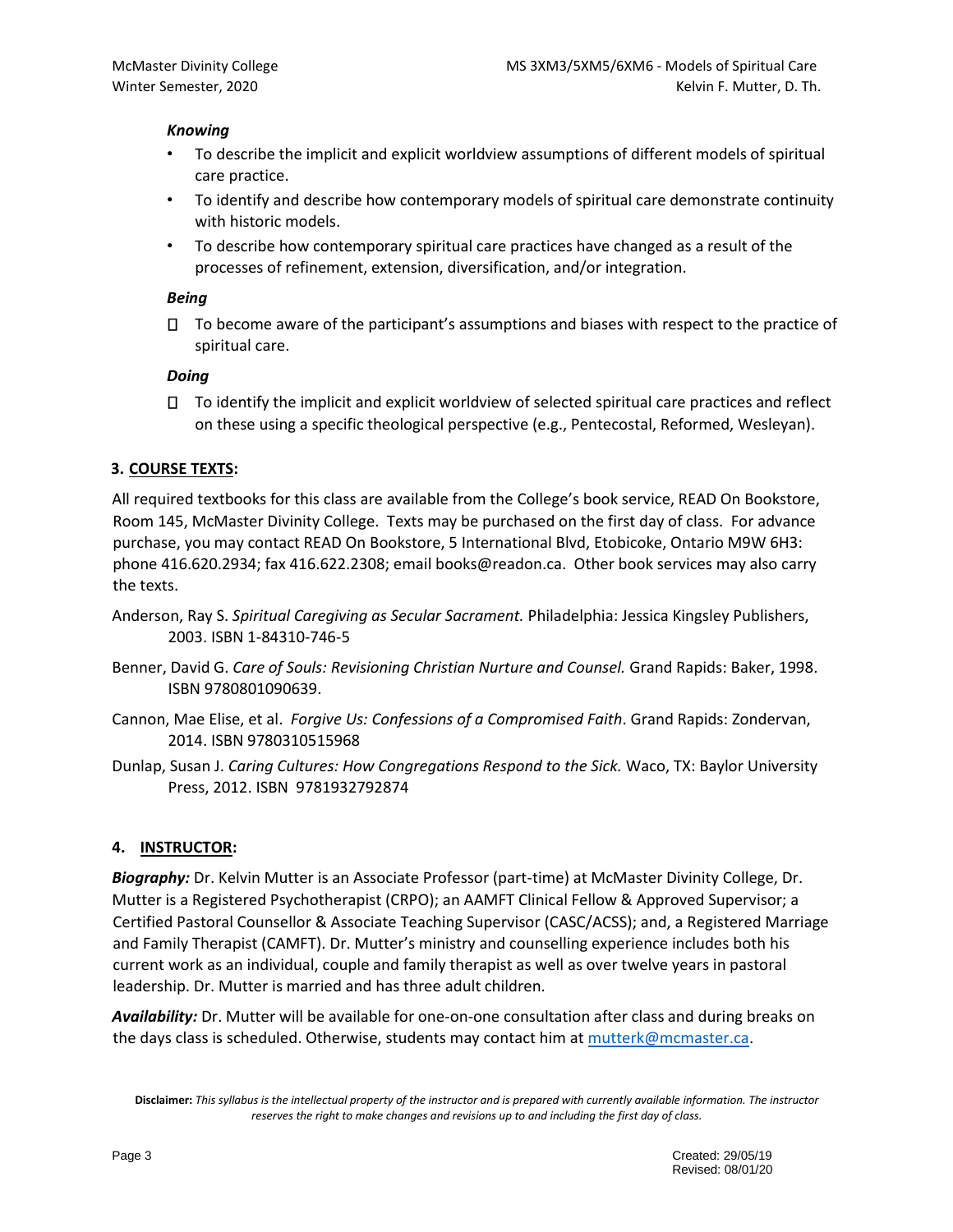***Knowing***

- To describe the implicit and explicit worldview assumptions of different models of spiritual care practice.
- To identify and describe how contemporary models of spiritual care demonstrate continuity with historic models.
- To describe how contemporary spiritual care practices have changed as a result of the processes of refinement, extension, diversification, and/or integration.

***Being***

- To become aware of the participant's assumptions and biases with respect to the practice of spiritual care.

***Doing***

- To identify the implicit and explicit worldview of selected spiritual care practices and reflect on these using a specific theological perspective (e.g., Pentecostal, Reformed, Wesleyan).

## 3. COURSE TEXTS:

All required textbooks for this class are available from the College's book service, READ On Bookstore, Room 145, McMaster Divinity College. Texts may be purchased on the first day of class. For advance purchase, you may contact READ On Bookstore, 5 International Blvd, Etobicoke, Ontario M9W 6H3: phone 416.620.2934; fax 416.622.2308; email books@readon.ca. Other book services may also carry the texts.

Anderson, Ray S. *Spiritual Caregiving as Secular Sacrament.* Philadelphia: Jessica Kingsley Publishers, 2003. ISBN 1-84310-746-5

Benner, David G. *Care of Souls: Revisioning Christian Nurture and Counsel.* Grand Rapids: Baker, 1998. ISBN 9780801090639.

Cannon, Mae Elise, et al. *Forgive Us: Confessions of a Compromised Faith*. Grand Rapids: Zondervan, 2014. ISBN 9780310515968

Dunlap, Susan J. *Caring Cultures: How Congregations Respond to the Sick.* Waco, TX: Baylor University Press, 2012. ISBN 9781932792874

## 4. INSTRUCTOR:

***Biography:*** Dr. Kelvin Mutter is an Associate Professor (part-time) at McMaster Divinity College, Dr. Mutter is a Registered Psychotherapist (CRPO); an AAMFT Clinical Fellow & Approved Supervisor; a Certified Pastoral Counsellor & Associate Teaching Supervisor (CASC/ACSS); and, a Registered Marriage and Family Therapist (CAMFT). Dr. Mutter's ministry and counselling experience includes both his current work as an individual, couple and family therapist as well as over twelve years in pastoral leadership. Dr. Mutter is married and has three adult children.

***Availability:*** Dr. Mutter will be available for one-on-one consultation after class and during breaks on the days class is scheduled. Otherwise, students may contact him at mutterk@mcmaster.ca.

**Disclaimer:** *This syllabus is the intellectual property of the instructor and is prepared with currently available information. The instructor reserves the right to make changes and revisions up to and including the first day of class.*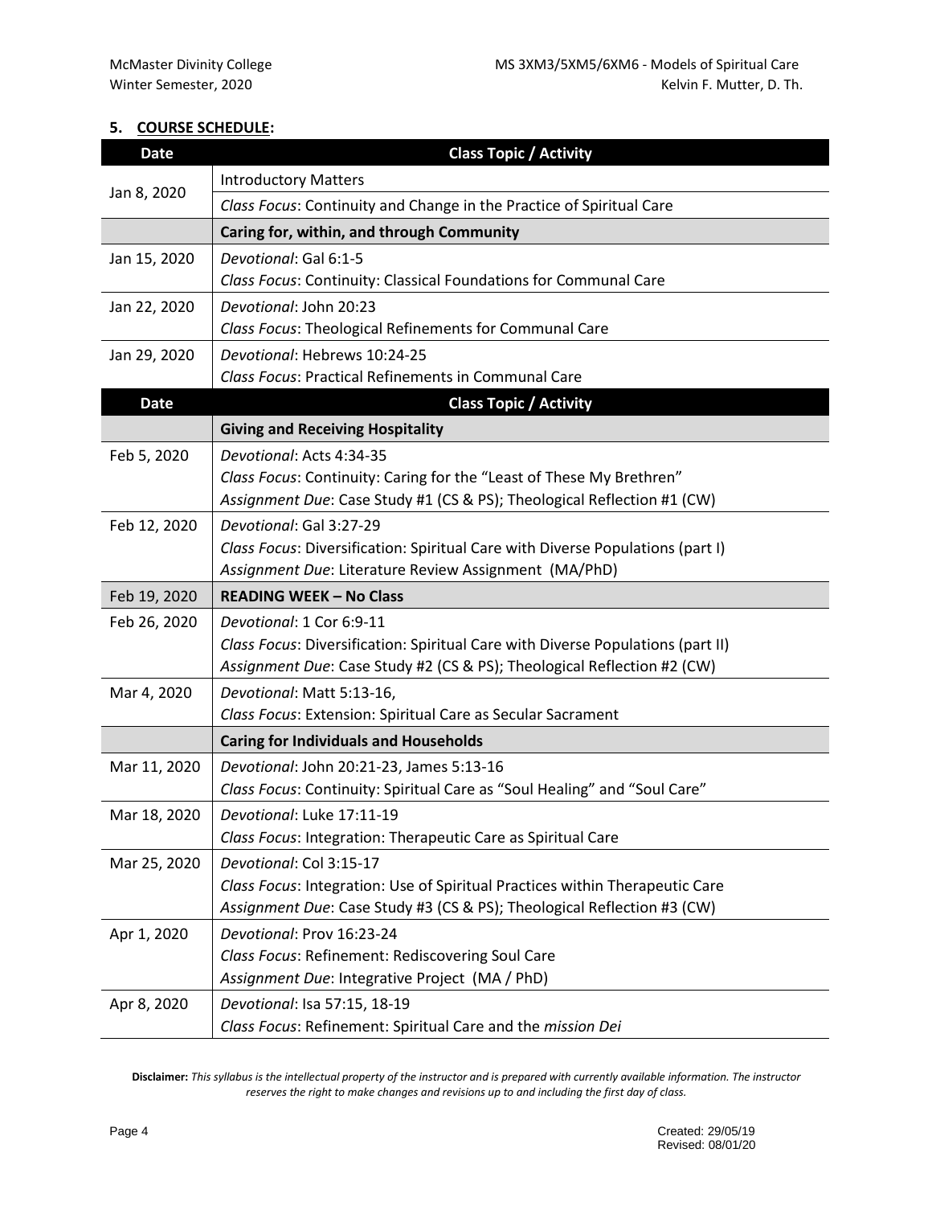## 5. COURSE SCHEDULE:

| Date | Class Topic / Activity |
|---|---|
| Jan 8, 2020 | Introductory Matters<br>*Class Focus*: Continuity and Change in the Practice of Spiritual Care |
| | **Caring for, within, and through Community** |
| Jan 15, 2020 | *Devotional*: Gal 6:1-5<br>*Class Focus*: Continuity: Classical Foundations for Communal Care |
| Jan 22, 2020 | *Devotional*: John 20:23<br>*Class Focus*: Theological Refinements for Communal Care |
| Jan 29, 2020 | *Devotional*: Hebrews 10:24-25<br>*Class Focus*: Practical Refinements in Communal Care |
| **Date** | **Class Topic / Activity** |
| | **Giving and Receiving Hospitality** |
| Feb 5, 2020 | *Devotional*: Acts 4:34-35<br>*Class Focus*: Continuity: Caring for the "Least of These My Brethren"<br>*Assignment Due*: Case Study #1 (CS & PS); Theological Reflection #1 (CW) |
| Feb 12, 2020 | *Devotional*: Gal 3:27-29<br>*Class Focus*: Diversification: Spiritual Care with Diverse Populations (part I)<br>*Assignment Due*: Literature Review Assignment (MA/PhD) |
| Feb 19, 2020 | **READING WEEK – No Class** |
| Feb 26, 2020 | *Devotional*: 1 Cor 6:9-11<br>*Class Focus*: Diversification: Spiritual Care with Diverse Populations (part II)<br>*Assignment Due*: Case Study #2 (CS & PS); Theological Reflection #2 (CW) |
| Mar 4, 2020 | *Devotional*: Matt 5:13-16,<br>*Class Focus*: Extension: Spiritual Care as Secular Sacrament |
| | **Caring for Individuals and Households** |
| Mar 11, 2020 | *Devotional*: John 20:21-23, James 5:13-16<br>*Class Focus*: Continuity: Spiritual Care as "Soul Healing" and "Soul Care" |
| Mar 18, 2020 | *Devotional*: Luke 17:11-19<br>*Class Focus*: Integration: Therapeutic Care as Spiritual Care |
| Mar 25, 2020 | *Devotional*: Col 3:15-17<br>*Class Focus*: Integration: Use of Spiritual Practices within Therapeutic Care<br>*Assignment Due*: Case Study #3 (CS & PS); Theological Reflection #3 (CW) |
| Apr 1, 2020 | *Devotional*: Prov 16:23-24<br>*Class Focus*: Refinement: Rediscovering Soul Care<br>*Assignment Due*: Integrative Project (MA / PhD) |
| Apr 8, 2020 | *Devotional*: Isa 57:15, 18-19<br>*Class Focus*: Refinement: Spiritual Care and the *mission Dei* |

**Disclaimer:** *This syllabus is the intellectual property of the instructor and is prepared with currently available information. The instructor reserves the right to make changes and revisions up to and including the first day of class.*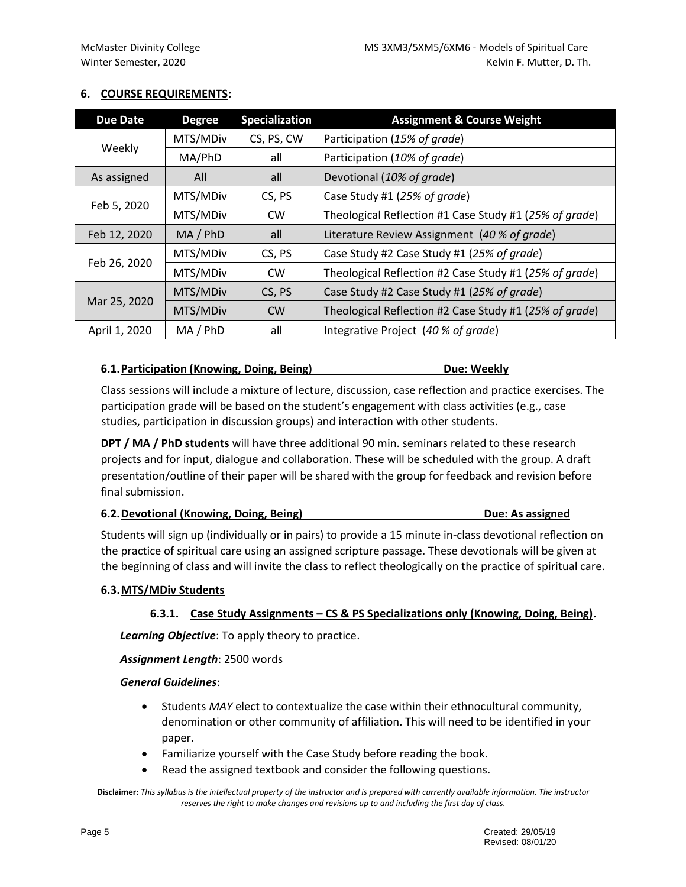## 6. COURSE REQUIREMENTS:

| Due Date | Degree | Specialization | Assignment & Course Weight |
|---|---|---|---|
| Weekly | MTS/MDiv | CS, PS, CW | Participation (*15% of grade*) |
| | MA/PhD | all | Participation (*10% of grade*) |
| As assigned | All | all | Devotional (*10% of grade*) |
| Feb 5, 2020 | MTS/MDiv | CS, PS | Case Study #1 (*25% of grade*) |
| | MTS/MDiv | CW | Theological Reflection #1 Case Study #1 (*25% of grade*) |
| Feb 12, 2020 | MA / PhD | all | Literature Review Assignment (*40 % of grade*) |
| Feb 26, 2020 | MTS/MDiv | CS, PS | Case Study #2 Case Study #1 (*25% of grade*) |
| | MTS/MDiv | CW | Theological Reflection #2 Case Study #1 (*25% of grade*) |
| Mar 25, 2020 | MTS/MDiv | CS, PS | Case Study #2 Case Study #1 (*25% of grade*) |
| | MTS/MDiv | CW | Theological Reflection #2 Case Study #1 (*25% of grade*) |
| April 1, 2020 | MA / PhD | all | Integrative Project (*40 % of grade*) |

### 6.1. Participation (Knowing, Doing, Being) — Due: Weekly

Class sessions will include a mixture of lecture, discussion, case reflection and practice exercises. The participation grade will be based on the student's engagement with class activities (e.g., case studies, participation in discussion groups) and interaction with other students.

**DPT / MA / PhD students** will have three additional 90 min. seminars related to these research projects and for input, dialogue and collaboration. These will be scheduled with the group. A draft presentation/outline of their paper will be shared with the group for feedback and revision before final submission.

### 6.2. Devotional (Knowing, Doing, Being) — Due: As assigned

Students will sign up (individually or in pairs) to provide a 15 minute in-class devotional reflection on the practice of spiritual care using an assigned scripture passage. These devotionals will be given at the beginning of class and will invite the class to reflect theologically on the practice of spiritual care.

### 6.3. MTS/MDiv Students

#### 6.3.1. Case Study Assignments – CS & PS Specializations only (Knowing, Doing, Being).

***Learning Objective***: To apply theory to practice.

***Assignment Length***: 2500 words

***General Guidelines***:

- Students *MAY* elect to contextualize the case within their ethnocultural community, denomination or other community of affiliation. This will need to be identified in your paper.
- Familiarize yourself with the Case Study before reading the book.
- Read the assigned textbook and consider the following questions.

**Disclaimer:** *This syllabus is the intellectual property of the instructor and is prepared with currently available information. The instructor reserves the right to make changes and revisions up to and including the first day of class.*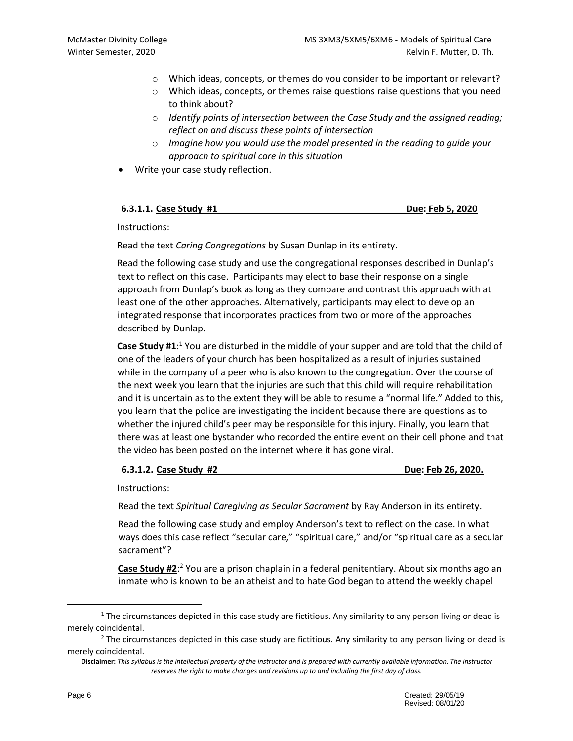- Which ideas, concepts, or themes do you consider to be important or relevant?
    - Which ideas, concepts, or themes raise questions raise questions that you need to think about?
    - *Identify points of intersection between the Case Study and the assigned reading; reflect on and discuss these points of intersection*
    - *Imagine how you would use the model presented in the reading to guide your approach to spiritual care in this situation*
- Write your case study reflection.

#### 6.3.1.1. Case Study #1 — Due: Feb 5, 2020

Instructions:

Read the text *Caring Congregations* by Susan Dunlap in its entirety.

Read the following case study and use the congregational responses described in Dunlap's text to reflect on this case. Participants may elect to base their response on a single approach from Dunlap's book as long as they compare and contrast this approach with at least one of the other approaches. Alternatively, participants may elect to develop an integrated response that incorporates practices from two or more of the approaches described by Dunlap.

**Case Study #1**:[1] You are disturbed in the middle of your supper and are told that the child of one of the leaders of your church has been hospitalized as a result of injuries sustained while in the company of a peer who is also known to the congregation. Over the course of the next week you learn that the injuries are such that this child will require rehabilitation and it is uncertain as to the extent they will be able to resume a "normal life." Added to this, you learn that the police are investigating the incident because there are questions as to whether the injured child's peer may be responsible for this injury. Finally, you learn that there was at least one bystander who recorded the entire event on their cell phone and that the video has been posted on the internet where it has gone viral.

#### 6.3.1.2. Case Study #2 — Due: Feb 26, 2020.

Instructions:

Read the text *Spiritual Caregiving as Secular Sacrament* by Ray Anderson in its entirety.

Read the following case study and employ Anderson's text to reflect on the case. In what ways does this case reflect "secular care," "spiritual care," and/or "spiritual care as a secular sacrament"?

**Case Study #2**:[2] You are a prison chaplain in a federal penitentiary. About six months ago an inmate who is known to be an atheist and to hate God began to attend the weekly chapel

---

[1] The circumstances depicted in this case study are fictitious. Any similarity to any person living or dead is merely coincidental.

[2] The circumstances depicted in this case study are fictitious. Any similarity to any person living or dead is merely coincidental.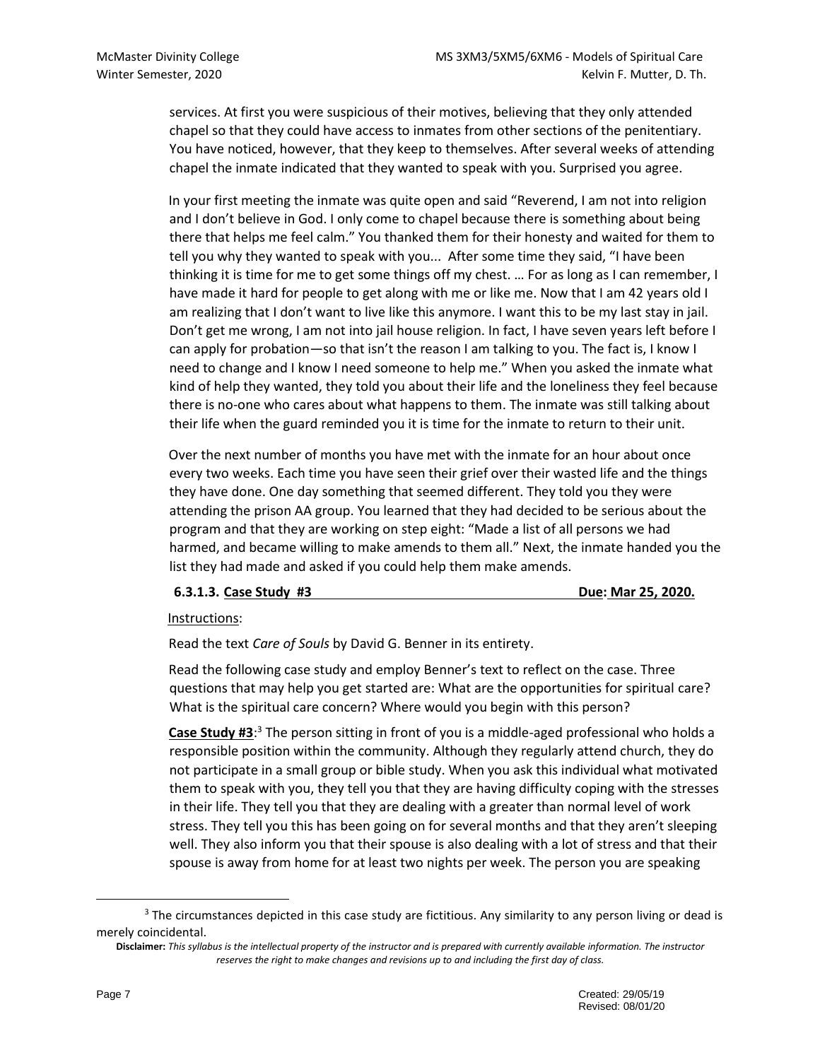services. At first you were suspicious of their motives, believing that they only attended chapel so that they could have access to inmates from other sections of the penitentiary. You have noticed, however, that they keep to themselves. After several weeks of attending chapel the inmate indicated that they wanted to speak with you. Surprised you agree.

In your first meeting the inmate was quite open and said "Reverend, I am not into religion and I don't believe in God. I only come to chapel because there is something about being there that helps me feel calm." You thanked them for their honesty and waited for them to tell you why they wanted to speak with you... After some time they said, "I have been thinking it is time for me to get some things off my chest. … For as long as I can remember, I have made it hard for people to get along with me or like me. Now that I am 42 years old I am realizing that I don't want to live like this anymore. I want this to be my last stay in jail. Don't get me wrong, I am not into jail house religion. In fact, I have seven years left before I can apply for probation—so that isn't the reason I am talking to you. The fact is, I know I need to change and I know I need someone to help me." When you asked the inmate what kind of help they wanted, they told you about their life and the loneliness they feel because there is no-one who cares about what happens to them. The inmate was still talking about their life when the guard reminded you it is time for the inmate to return to their unit.

Over the next number of months you have met with the inmate for an hour about once every two weeks. Each time you have seen their grief over their wasted life and the things they have done. One day something that seemed different. They told you they were attending the prison AA group. You learned that they had decided to be serious about the program and that they are working on step eight: "Made a list of all persons we had harmed, and became willing to make amends to them all." Next, the inmate handed you the list they had made and asked if you could help them make amends.

**6.3.1.3. Case Study #3** **Due: Mar 25, 2020.**

Instructions:

Read the text *Care of Souls* by David G. Benner in its entirety.

Read the following case study and employ Benner's text to reflect on the case. Three questions that may help you get started are: What are the opportunities for spiritual care? What is the spiritual care concern? Where would you begin with this person?

**Case Study #3**:[3] The person sitting in front of you is a middle-aged professional who holds a responsible position within the community. Although they regularly attend church, they do not participate in a small group or bible study. When you ask this individual what motivated them to speak with you, they tell you that they are having difficulty coping with the stresses in their life. They tell you that they are dealing with a greater than normal level of work stress. They tell you this has been going on for several months and that they aren't sleeping well. They also inform you that their spouse is also dealing with a lot of stress and that their spouse is away from home for at least two nights per week. The person you are speaking

[3] The circumstances depicted in this case study are fictitious. Any similarity to any person living or dead is merely coincidental.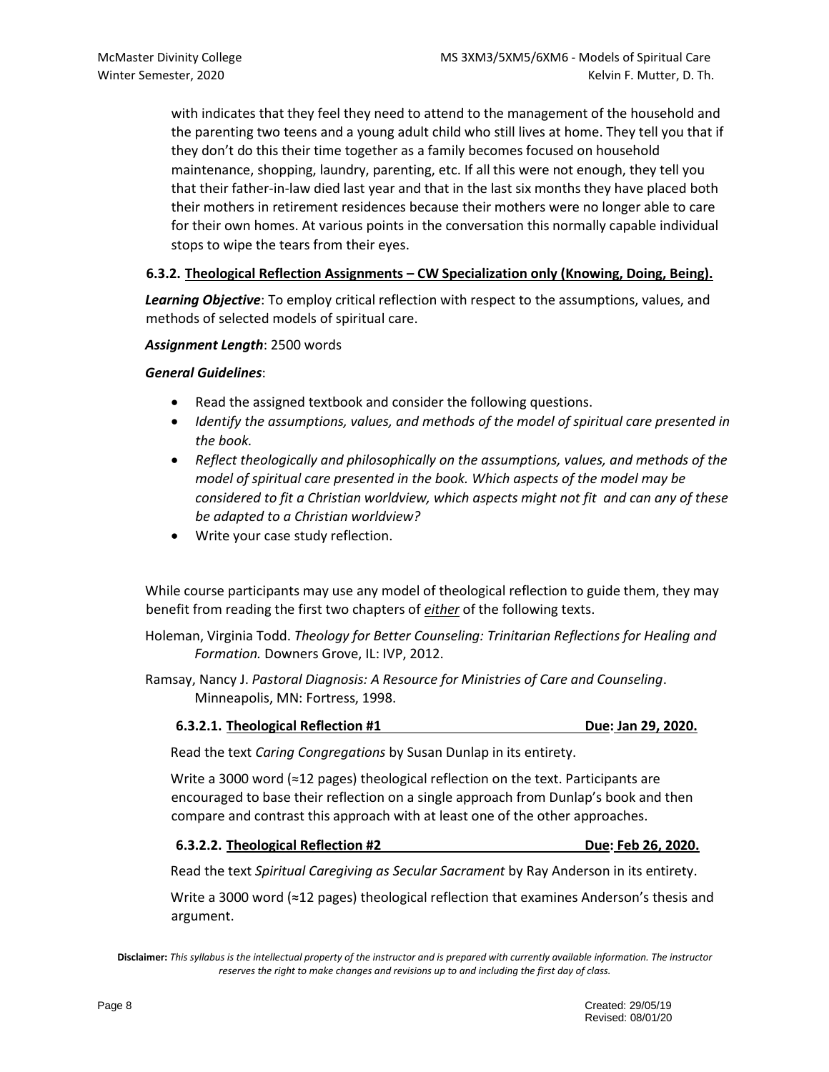with indicates that they feel they need to attend to the management of the household and the parenting two teens and a young adult child who still lives at home. They tell you that if they don't do this their time together as a family becomes focused on household maintenance, shopping, laundry, parenting, etc. If all this were not enough, they tell you that their father-in-law died last year and that in the last six months they have placed both their mothers in retirement residences because their mothers were no longer able to care for their own homes. At various points in the conversation this normally capable individual stops to wipe the tears from their eyes.

### 6.3.2. Theological Reflection Assignments – CW Specialization only (Knowing, Doing, Being).

***Learning Objective***: To employ critical reflection with respect to the assumptions, values, and methods of selected models of spiritual care.

***Assignment Length***: 2500 words

***General Guidelines***:

- Read the assigned textbook and consider the following questions.
- *Identify the assumptions, values, and methods of the model of spiritual care presented in the book.*
- *Reflect theologically and philosophically on the assumptions, values, and methods of the model of spiritual care presented in the book. Which aspects of the model may be considered to fit a Christian worldview, which aspects might not fit and can any of these be adapted to a Christian worldview?*
- Write your case study reflection.

While course participants may use any model of theological reflection to guide them, they may benefit from reading the first two chapters of ***either*** of the following texts.

Holeman, Virginia Todd. *Theology for Better Counseling: Trinitarian Reflections for Healing and Formation.* Downers Grove, IL: IVP, 2012.

Ramsay, Nancy J. *Pastoral Diagnosis: A Resource for Ministries of Care and Counseling*. Minneapolis, MN: Fortress, 1998.

#### 6.3.2.1. Theological Reflection #1 — Due: Jan 29, 2020.

Read the text *Caring Congregations* by Susan Dunlap in its entirety.

Write a 3000 word (≈12 pages) theological reflection on the text. Participants are encouraged to base their reflection on a single approach from Dunlap's book and then compare and contrast this approach with at least one of the other approaches.

#### 6.3.2.2. Theological Reflection #2 — Due: Feb 26, 2020.

Read the text *Spiritual Caregiving as Secular Sacrament* by Ray Anderson in its entirety.

Write a 3000 word (≈12 pages) theological reflection that examines Anderson's thesis and argument.

**Disclaimer:** *This syllabus is the intellectual property of the instructor and is prepared with currently available information. The instructor reserves the right to make changes and revisions up to and including the first day of class.*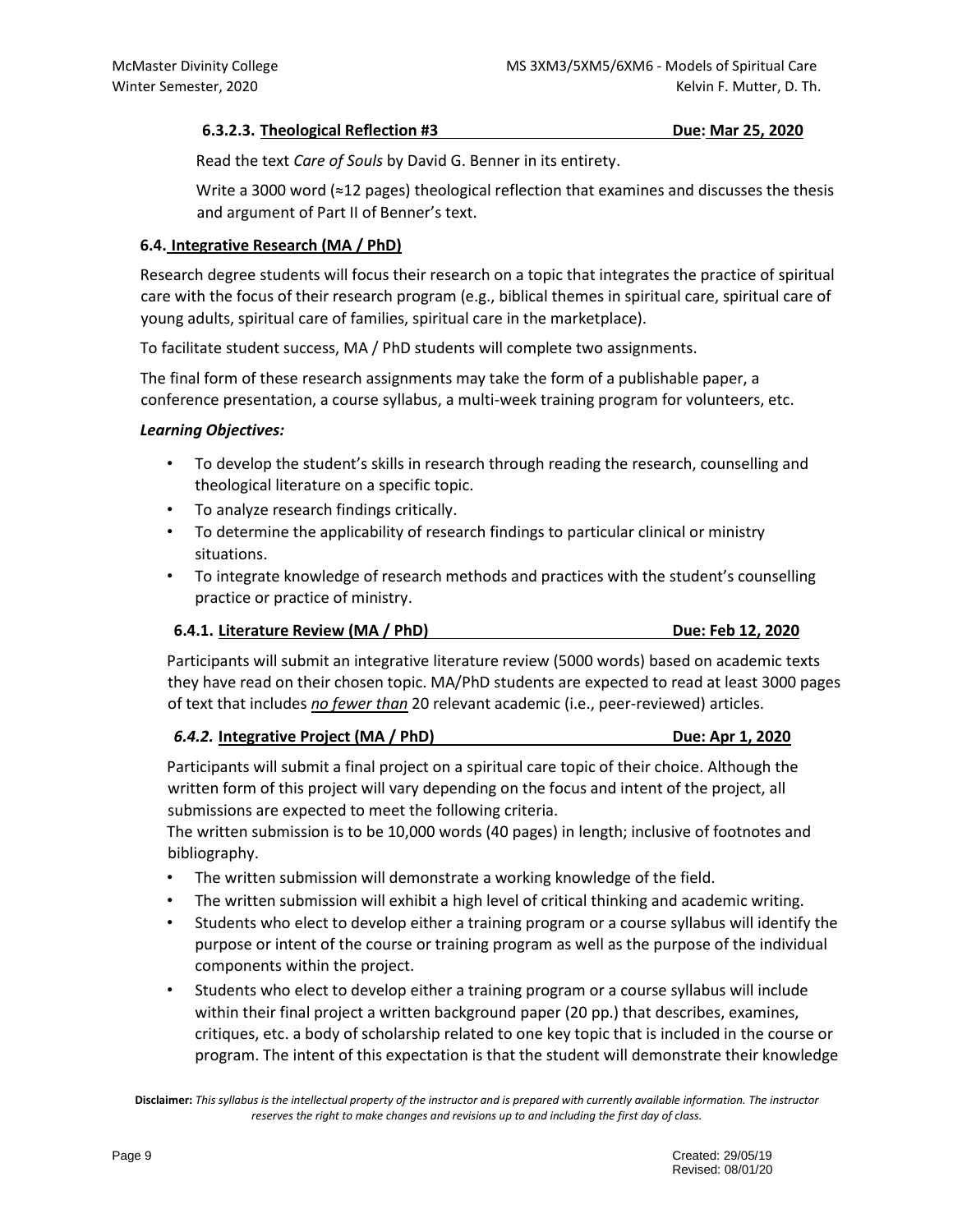#### 6.3.2.3. Theological Reflection #3 — Due: Mar 25, 2020

Read the text *Care of Souls* by David G. Benner in its entirety.

Write a 3000 word (≈12 pages) theological reflection that examines and discusses the thesis and argument of Part II of Benner's text.

### 6.4. Integrative Research (MA / PhD)

Research degree students will focus their research on a topic that integrates the practice of spiritual care with the focus of their research program (e.g., biblical themes in spiritual care, spiritual care of young adults, spiritual care of families, spiritual care in the marketplace).

To facilitate student success, MA / PhD students will complete two assignments.

The final form of these research assignments may take the form of a publishable paper, a conference presentation, a course syllabus, a multi-week training program for volunteers, etc.

***Learning Objectives:***

- To develop the student's skills in research through reading the research, counselling and theological literature on a specific topic.
- To analyze research findings critically.
- To determine the applicability of research findings to particular clinical or ministry situations.
- To integrate knowledge of research methods and practices with the student's counselling practice or practice of ministry.

#### 6.4.1. Literature Review (MA / PhD) — Due: Feb 12, 2020

Participants will submit an integrative literature review (5000 words) based on academic texts they have read on their chosen topic. MA/PhD students are expected to read at least 3000 pages of text that includes *no fewer than* 20 relevant academic (i.e., peer-reviewed) articles.

#### *6.4.2.* Integrative Project (MA / PhD) — Due: Apr 1, 2020

Participants will submit a final project on a spiritual care topic of their choice. Although the written form of this project will vary depending on the focus and intent of the project, all submissions are expected to meet the following criteria.

The written submission is to be 10,000 words (40 pages) in length; inclusive of footnotes and bibliography.

- The written submission will demonstrate a working knowledge of the field.
- The written submission will exhibit a high level of critical thinking and academic writing.
- Students who elect to develop either a training program or a course syllabus will identify the purpose or intent of the course or training program as well as the purpose of the individual components within the project.
- Students who elect to develop either a training program or a course syllabus will include within their final project a written background paper (20 pp.) that describes, examines, critiques, etc. a body of scholarship related to one key topic that is included in the course or program. The intent of this expectation is that the student will demonstrate their knowledge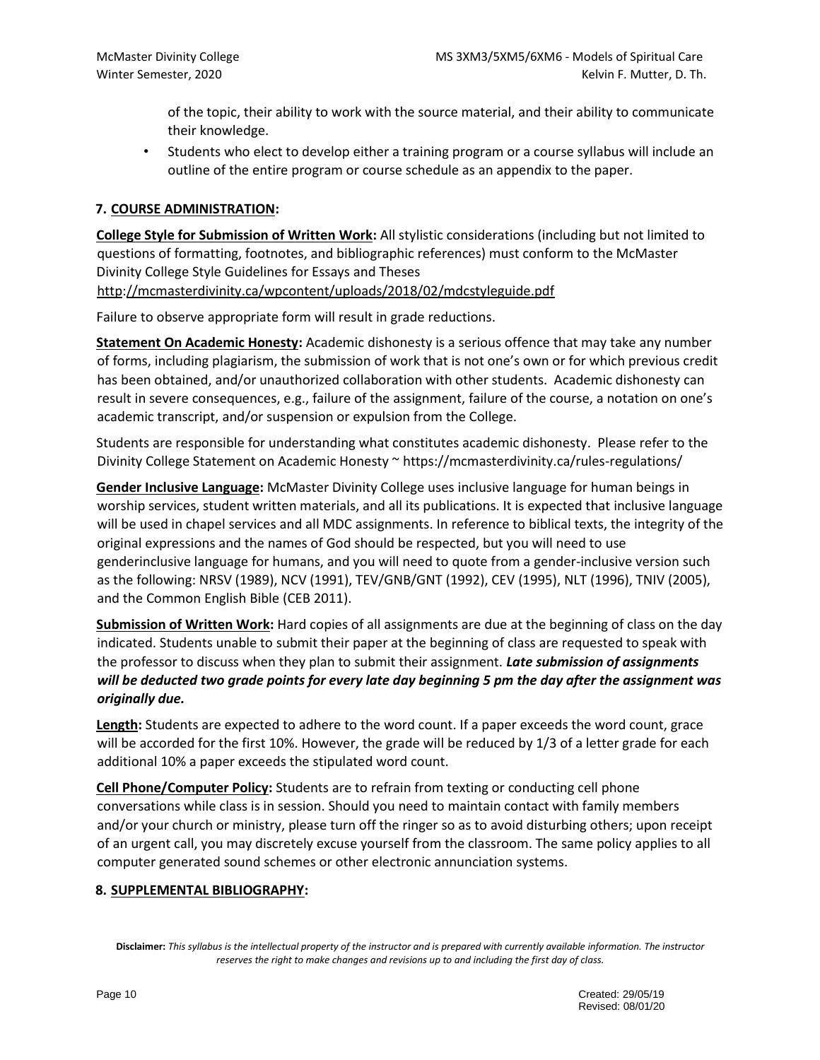of the topic, their ability to work with the source material, and their ability to communicate their knowledge.

- Students who elect to develop either a training program or a course syllabus will include an outline of the entire program or course schedule as an appendix to the paper.

## 7. COURSE ADMINISTRATION:

**College Style for Submission of Written Work:** All stylistic considerations (including but not limited to questions of formatting, footnotes, and bibliographic references) must conform to the McMaster Divinity College Style Guidelines for Essays and Theses
http://mcmasterdivinity.ca/wpcontent/uploads/2018/02/mdcstyleguide.pdf

Failure to observe appropriate form will result in grade reductions.

**Statement On Academic Honesty:** Academic dishonesty is a serious offence that may take any number of forms, including plagiarism, the submission of work that is not one's own or for which previous credit has been obtained, and/or unauthorized collaboration with other students. Academic dishonesty can result in severe consequences, e.g., failure of the assignment, failure of the course, a notation on one's academic transcript, and/or suspension or expulsion from the College.

Students are responsible for understanding what constitutes academic dishonesty. Please refer to the Divinity College Statement on Academic Honesty ~ https://mcmasterdivinity.ca/rules-regulations/

**Gender Inclusive Language:** McMaster Divinity College uses inclusive language for human beings in worship services, student written materials, and all its publications. It is expected that inclusive language will be used in chapel services and all MDC assignments. In reference to biblical texts, the integrity of the original expressions and the names of God should be respected, but you will need to use genderinclusive language for humans, and you will need to quote from a gender-inclusive version such as the following: NRSV (1989), NCV (1991), TEV/GNB/GNT (1992), CEV (1995), NLT (1996), TNIV (2005), and the Common English Bible (CEB 2011).

**Submission of Written Work:** Hard copies of all assignments are due at the beginning of class on the day indicated. Students unable to submit their paper at the beginning of class are requested to speak with the professor to discuss when they plan to submit their assignment. ***Late submission of assignments will be deducted two grade points for every late day beginning 5 pm the day after the assignment was originally due.***

**Length:** Students are expected to adhere to the word count. If a paper exceeds the word count, grace will be accorded for the first 10%. However, the grade will be reduced by 1/3 of a letter grade for each additional 10% a paper exceeds the stipulated word count.

**Cell Phone/Computer Policy:** Students are to refrain from texting or conducting cell phone conversations while class is in session. Should you need to maintain contact with family members and/or your church or ministry, please turn off the ringer so as to avoid disturbing others; upon receipt of an urgent call, you may discretely excuse yourself from the classroom. The same policy applies to all computer generated sound schemes or other electronic annunciation systems.

## 8. SUPPLEMENTAL BIBLIOGRAPHY:

**Disclaimer:** *This syllabus is the intellectual property of the instructor and is prepared with currently available information. The instructor reserves the right to make changes and revisions up to and including the first day of class.*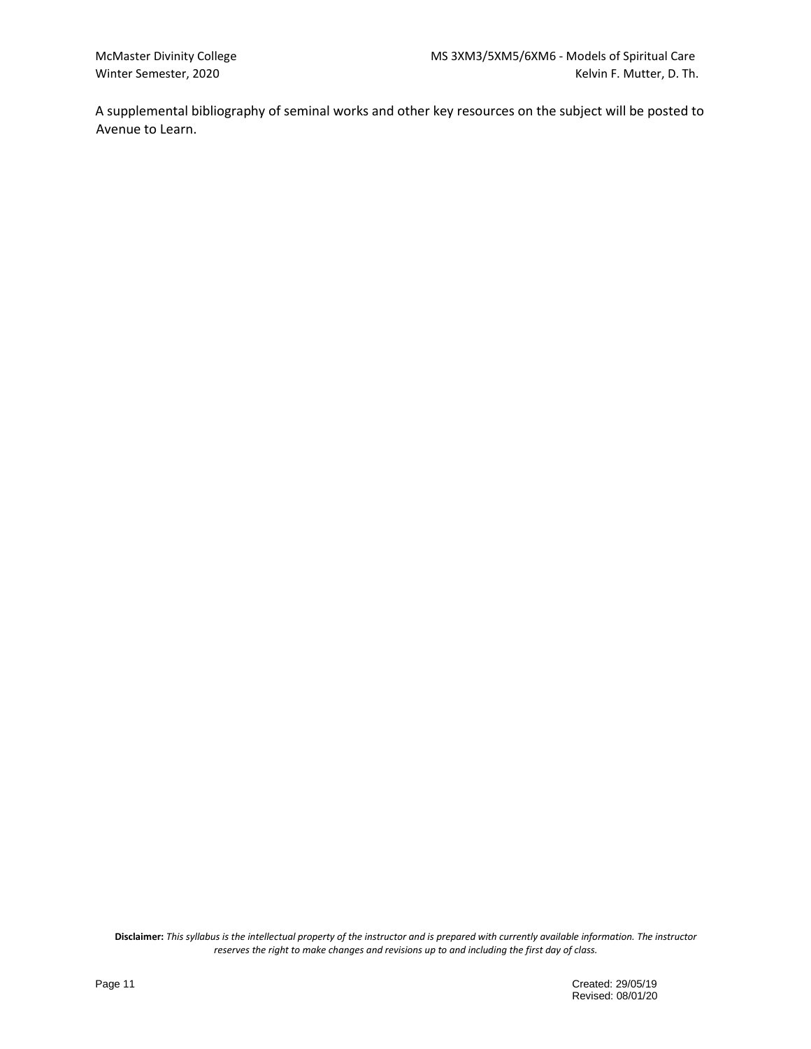A supplemental bibliography of seminal works and other key resources on the subject will be posted to Avenue to Learn.